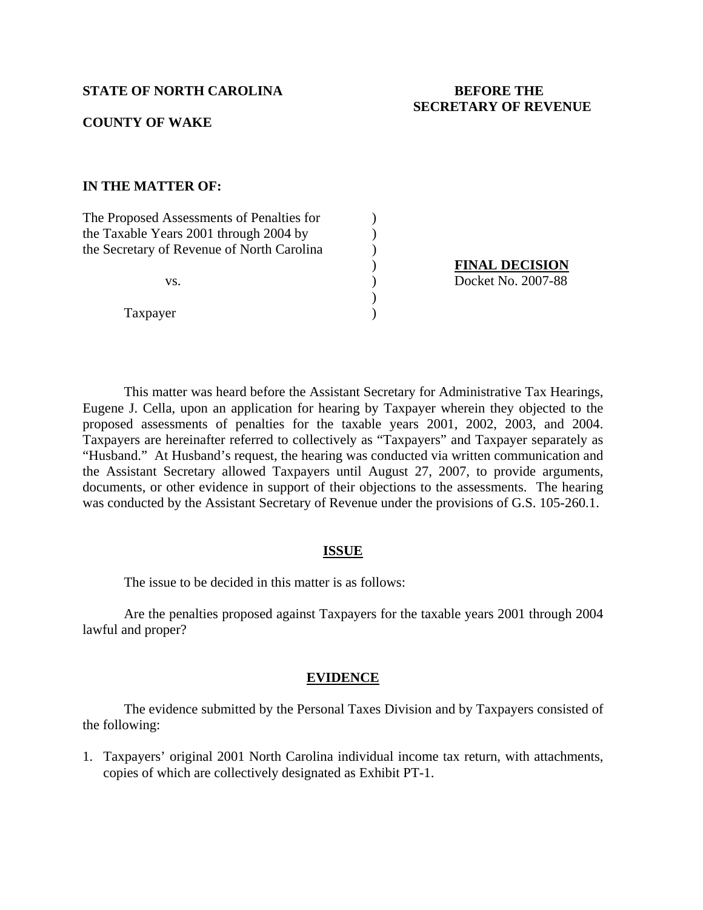**STATE OF NORTH CAROLINA** **BEFORE THE SECRETARY OF REVENUE**

**COUNTY OF WAKE**

**IN THE MATTER OF:**

| | | |
|---|---|---|
| The Proposed Assessments of Penalties for the Taxable Years 2001 through 2004 by the Secretary of Revenue of North Carolina | ) | |
| vs. | ) | **FINAL DECISION** Docket No. 2007-88 |
| Taxpayer | ) | |

This matter was heard before the Assistant Secretary for Administrative Tax Hearings, Eugene J. Cella, upon an application for hearing by Taxpayer wherein they objected to the proposed assessments of penalties for the taxable years 2001, 2002, 2003, and 2004. Taxpayers are hereinafter referred to collectively as "Taxpayers" and Taxpayer separately as "Husband." At Husband's request, the hearing was conducted via written communication and the Assistant Secretary allowed Taxpayers until August 27, 2007, to provide arguments, documents, or other evidence in support of their objections to the assessments. The hearing was conducted by the Assistant Secretary of Revenue under the provisions of G.S. 105-260.1.

## ISSUE

The issue to be decided in this matter is as follows:

Are the penalties proposed against Taxpayers for the taxable years 2001 through 2004 lawful and proper?

## EVIDENCE

The evidence submitted by the Personal Taxes Division and by Taxpayers consisted of the following:

1. Taxpayers' original 2001 North Carolina individual income tax return, with attachments, copies of which are collectively designated as Exhibit PT-1.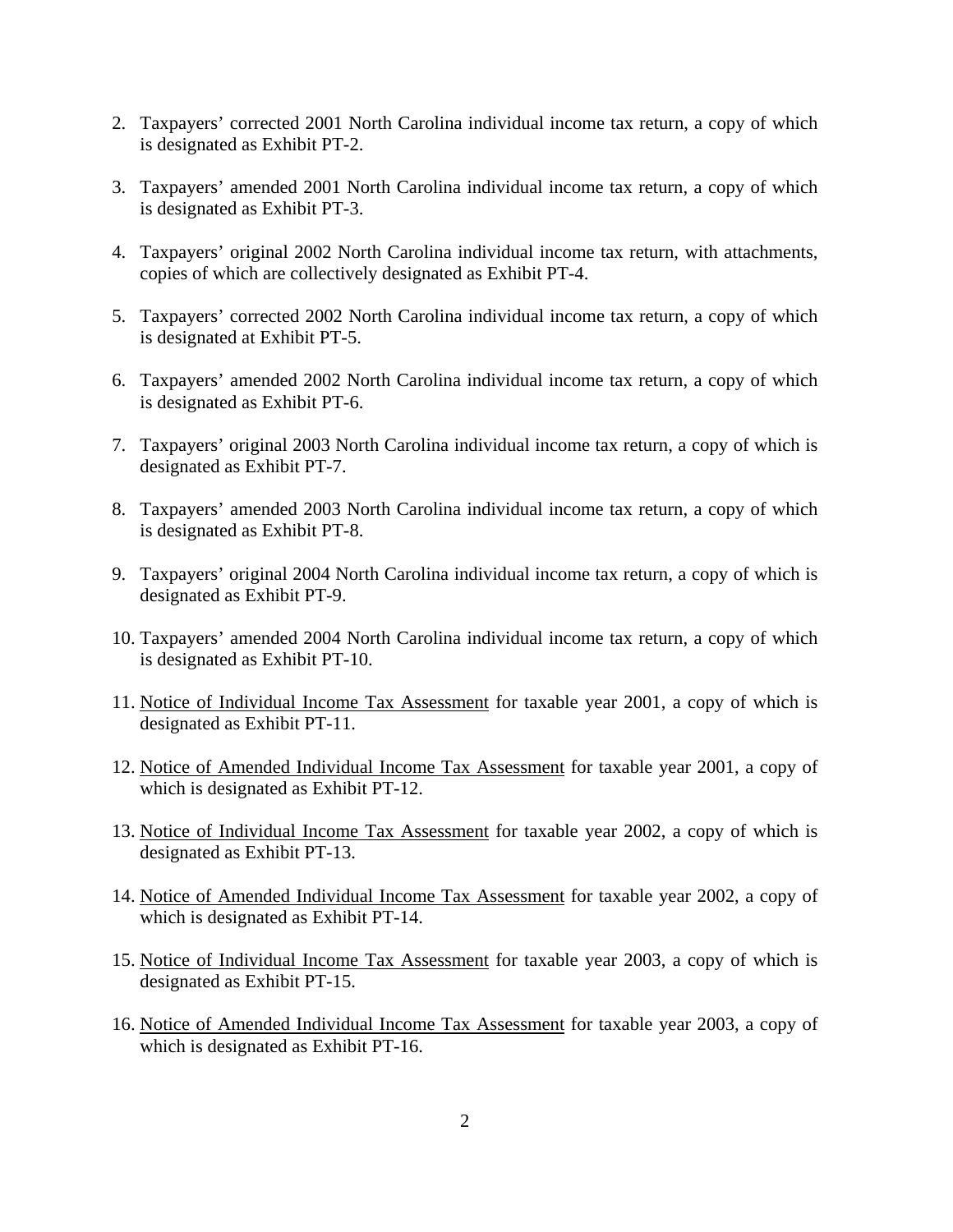2. Taxpayers' corrected 2001 North Carolina individual income tax return, a copy of which is designated as Exhibit PT-2.

3. Taxpayers' amended 2001 North Carolina individual income tax return, a copy of which is designated as Exhibit PT-3.

4. Taxpayers' original 2002 North Carolina individual income tax return, with attachments, copies of which are collectively designated as Exhibit PT-4.

5. Taxpayers' corrected 2002 North Carolina individual income tax return, a copy of which is designated at Exhibit PT-5.

6. Taxpayers' amended 2002 North Carolina individual income tax return, a copy of which is designated as Exhibit PT-6.

7. Taxpayers' original 2003 North Carolina individual income tax return, a copy of which is designated as Exhibit PT-7.

8. Taxpayers' amended 2003 North Carolina individual income tax return, a copy of which is designated as Exhibit PT-8.

9. Taxpayers' original 2004 North Carolina individual income tax return, a copy of which is designated as Exhibit PT-9.

10. Taxpayers' amended 2004 North Carolina individual income tax return, a copy of which is designated as Exhibit PT-10.

11. <u>Notice of Individual Income Tax Assessment</u> for taxable year 2001, a copy of which is designated as Exhibit PT-11.

12. <u>Notice of Amended Individual Income Tax Assessment</u> for taxable year 2001, a copy of which is designated as Exhibit PT-12.

13. <u>Notice of Individual Income Tax Assessment</u> for taxable year 2002, a copy of which is designated as Exhibit PT-13.

14. <u>Notice of Amended Individual Income Tax Assessment</u> for taxable year 2002, a copy of which is designated as Exhibit PT-14.

15. <u>Notice of Individual Income Tax Assessment</u> for taxable year 2003, a copy of which is designated as Exhibit PT-15.

16. <u>Notice of Amended Individual Income Tax Assessment</u> for taxable year 2003, a copy of which is designated as Exhibit PT-16.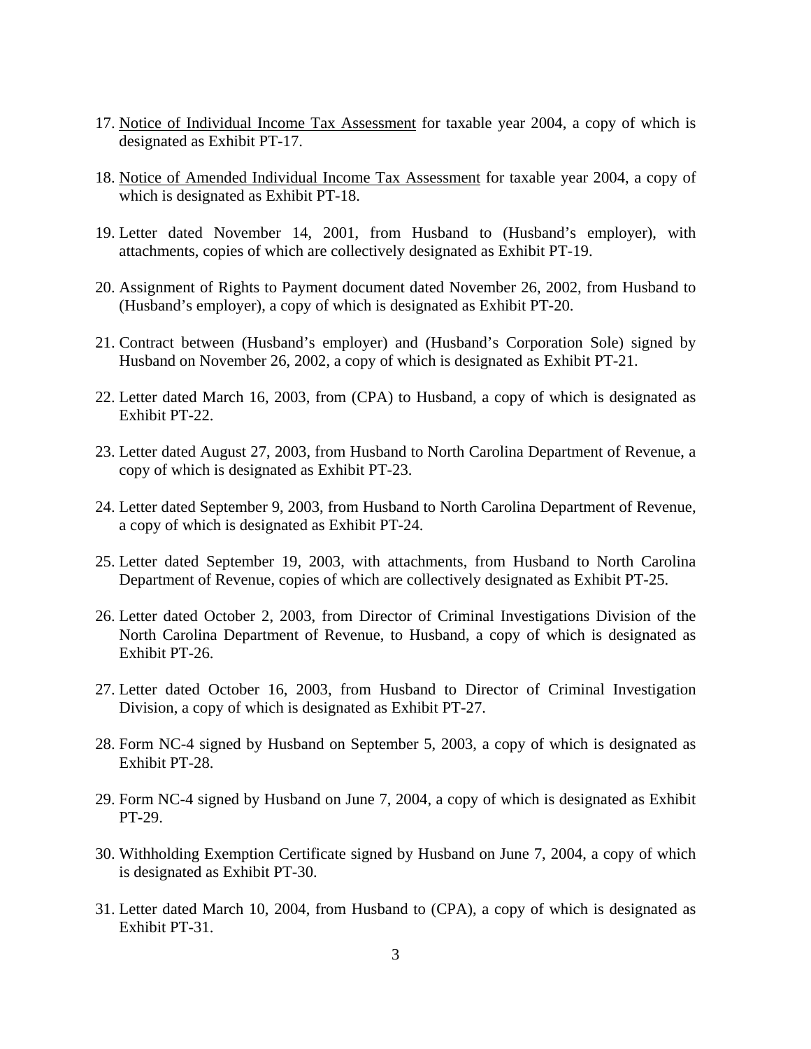17. <u>Notice of Individual Income Tax Assessment</u> for taxable year 2004, a copy of which is designated as Exhibit PT-17.

18. <u>Notice of Amended Individual Income Tax Assessment</u> for taxable year 2004, a copy of which is designated as Exhibit PT-18.

19. Letter dated November 14, 2001, from Husband to (Husband's employer), with attachments, copies of which are collectively designated as Exhibit PT-19.

20. Assignment of Rights to Payment document dated November 26, 2002, from Husband to (Husband's employer), a copy of which is designated as Exhibit PT-20.

21. Contract between (Husband's employer) and (Husband's Corporation Sole) signed by Husband on November 26, 2002, a copy of which is designated as Exhibit PT-21.

22. Letter dated March 16, 2003, from (CPA) to Husband, a copy of which is designated as Exhibit PT-22.

23. Letter dated August 27, 2003, from Husband to North Carolina Department of Revenue, a copy of which is designated as Exhibit PT-23.

24. Letter dated September 9, 2003, from Husband to North Carolina Department of Revenue, a copy of which is designated as Exhibit PT-24.

25. Letter dated September 19, 2003, with attachments, from Husband to North Carolina Department of Revenue, copies of which are collectively designated as Exhibit PT-25.

26. Letter dated October 2, 2003, from Director of Criminal Investigations Division of the North Carolina Department of Revenue, to Husband, a copy of which is designated as Exhibit PT-26.

27. Letter dated October 16, 2003, from Husband to Director of Criminal Investigation Division, a copy of which is designated as Exhibit PT-27.

28. Form NC-4 signed by Husband on September 5, 2003, a copy of which is designated as Exhibit PT-28.

29. Form NC-4 signed by Husband on June 7, 2004, a copy of which is designated as Exhibit PT-29.

30. Withholding Exemption Certificate signed by Husband on June 7, 2004, a copy of which is designated as Exhibit PT-30.

31. Letter dated March 10, 2004, from Husband to (CPA), a copy of which is designated as Exhibit PT-31.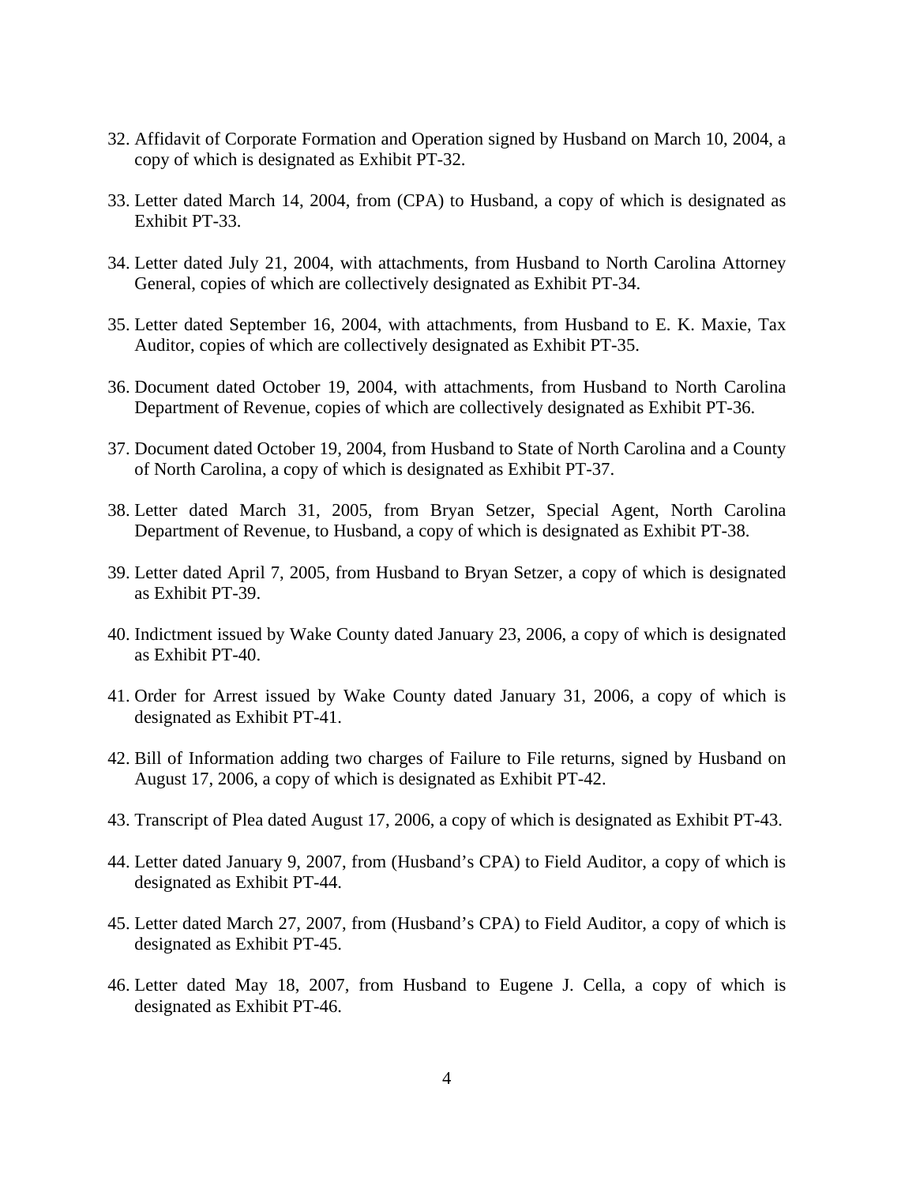32. Affidavit of Corporate Formation and Operation signed by Husband on March 10, 2004, a copy of which is designated as Exhibit PT-32.

33. Letter dated March 14, 2004, from (CPA) to Husband, a copy of which is designated as Exhibit PT-33.

34. Letter dated July 21, 2004, with attachments, from Husband to North Carolina Attorney General, copies of which are collectively designated as Exhibit PT-34.

35. Letter dated September 16, 2004, with attachments, from Husband to E. K. Maxie, Tax Auditor, copies of which are collectively designated as Exhibit PT-35.

36. Document dated October 19, 2004, with attachments, from Husband to North Carolina Department of Revenue, copies of which are collectively designated as Exhibit PT-36.

37. Document dated October 19, 2004, from Husband to State of North Carolina and a County of North Carolina, a copy of which is designated as Exhibit PT-37.

38. Letter dated March 31, 2005, from Bryan Setzer, Special Agent, North Carolina Department of Revenue, to Husband, a copy of which is designated as Exhibit PT-38.

39. Letter dated April 7, 2005, from Husband to Bryan Setzer, a copy of which is designated as Exhibit PT-39.

40. Indictment issued by Wake County dated January 23, 2006, a copy of which is designated as Exhibit PT-40.

41. Order for Arrest issued by Wake County dated January 31, 2006, a copy of which is designated as Exhibit PT-41.

42. Bill of Information adding two charges of Failure to File returns, signed by Husband on August 17, 2006, a copy of which is designated as Exhibit PT-42.

43. Transcript of Plea dated August 17, 2006, a copy of which is designated as Exhibit PT-43.

44. Letter dated January 9, 2007, from (Husband's CPA) to Field Auditor, a copy of which is designated as Exhibit PT-44.

45. Letter dated March 27, 2007, from (Husband's CPA) to Field Auditor, a copy of which is designated as Exhibit PT-45.

46. Letter dated May 18, 2007, from Husband to Eugene J. Cella, a copy of which is designated as Exhibit PT-46.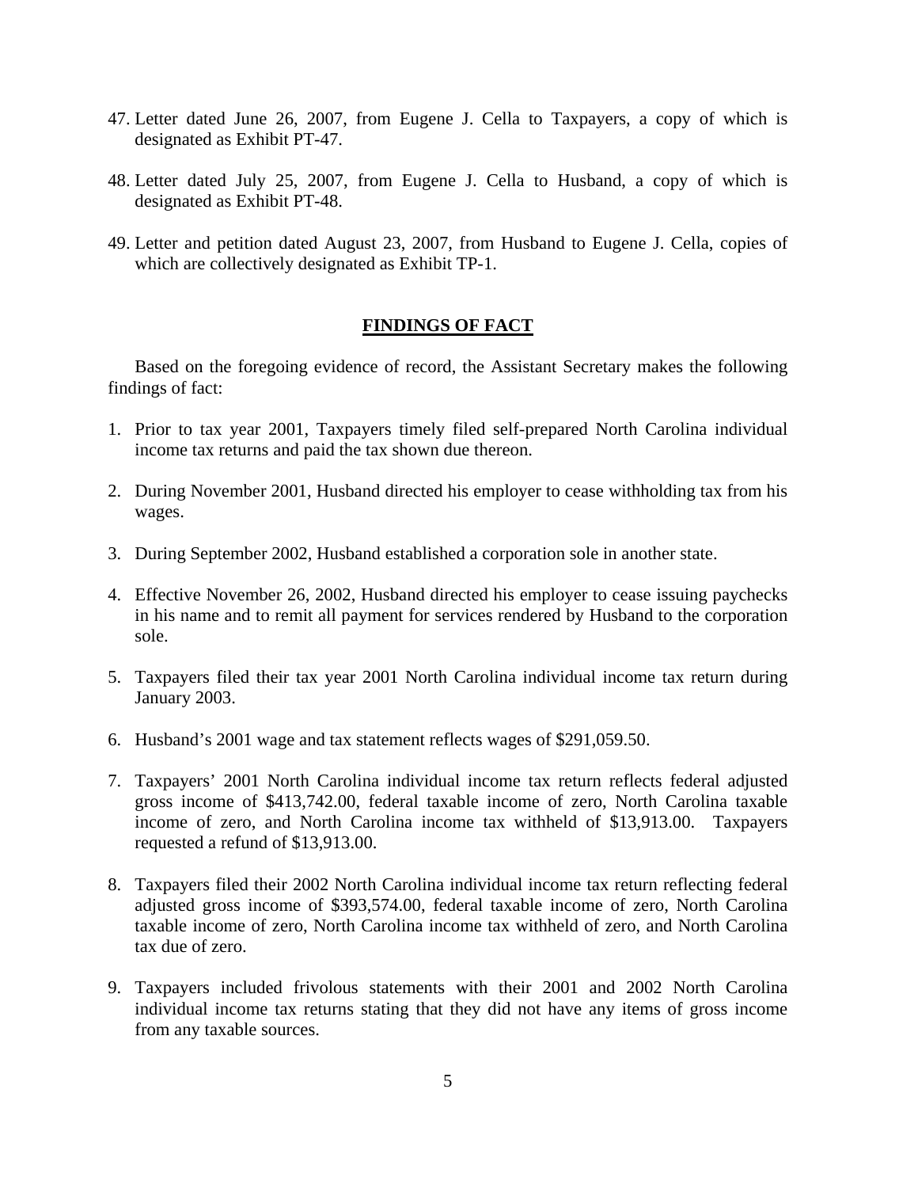47. Letter dated June 26, 2007, from Eugene J. Cella to Taxpayers, a copy of which is designated as Exhibit PT-47.

48. Letter dated July 25, 2007, from Eugene J. Cella to Husband, a copy of which is designated as Exhibit PT-48.

49. Letter and petition dated August 23, 2007, from Husband to Eugene J. Cella, copies of which are collectively designated as Exhibit TP-1.

## FINDINGS OF FACT

Based on the foregoing evidence of record, the Assistant Secretary makes the following findings of fact:

1. Prior to tax year 2001, Taxpayers timely filed self-prepared North Carolina individual income tax returns and paid the tax shown due thereon.

2. During November 2001, Husband directed his employer to cease withholding tax from his wages.

3. During September 2002, Husband established a corporation sole in another state.

4. Effective November 26, 2002, Husband directed his employer to cease issuing paychecks in his name and to remit all payment for services rendered by Husband to the corporation sole.

5. Taxpayers filed their tax year 2001 North Carolina individual income tax return during January 2003.

6. Husband's 2001 wage and tax statement reflects wages of $291,059.50.

7. Taxpayers' 2001 North Carolina individual income tax return reflects federal adjusted gross income of $413,742.00, federal taxable income of zero, North Carolina taxable income of zero, and North Carolina income tax withheld of $13,913.00. Taxpayers requested a refund of $13,913.00.

8. Taxpayers filed their 2002 North Carolina individual income tax return reflecting federal adjusted gross income of $393,574.00, federal taxable income of zero, North Carolina taxable income of zero, North Carolina income tax withheld of zero, and North Carolina tax due of zero.

9. Taxpayers included frivolous statements with their 2001 and 2002 North Carolina individual income tax returns stating that they did not have any items of gross income from any taxable sources.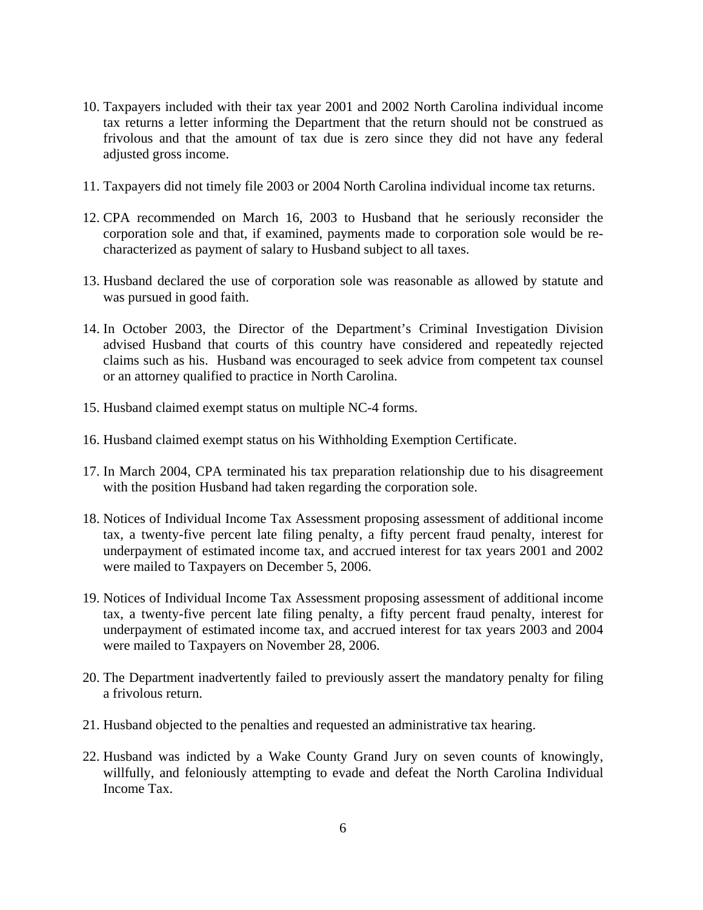10. Taxpayers included with their tax year 2001 and 2002 North Carolina individual income tax returns a letter informing the Department that the return should not be construed as frivolous and that the amount of tax due is zero since they did not have any federal adjusted gross income.

11. Taxpayers did not timely file 2003 or 2004 North Carolina individual income tax returns.

12. CPA recommended on March 16, 2003 to Husband that he seriously reconsider the corporation sole and that, if examined, payments made to corporation sole would be re-characterized as payment of salary to Husband subject to all taxes.

13. Husband declared the use of corporation sole was reasonable as allowed by statute and was pursued in good faith.

14. In October 2003, the Director of the Department's Criminal Investigation Division advised Husband that courts of this country have considered and repeatedly rejected claims such as his. Husband was encouraged to seek advice from competent tax counsel or an attorney qualified to practice in North Carolina.

15. Husband claimed exempt status on multiple NC-4 forms.

16. Husband claimed exempt status on his Withholding Exemption Certificate.

17. In March 2004, CPA terminated his tax preparation relationship due to his disagreement with the position Husband had taken regarding the corporation sole.

18. Notices of Individual Income Tax Assessment proposing assessment of additional income tax, a twenty-five percent late filing penalty, a fifty percent fraud penalty, interest for underpayment of estimated income tax, and accrued interest for tax years 2001 and 2002 were mailed to Taxpayers on December 5, 2006.

19. Notices of Individual Income Tax Assessment proposing assessment of additional income tax, a twenty-five percent late filing penalty, a fifty percent fraud penalty, interest for underpayment of estimated income tax, and accrued interest for tax years 2003 and 2004 were mailed to Taxpayers on November 28, 2006.

20. The Department inadvertently failed to previously assert the mandatory penalty for filing a frivolous return.

21. Husband objected to the penalties and requested an administrative tax hearing.

22. Husband was indicted by a Wake County Grand Jury on seven counts of knowingly, willfully, and feloniously attempting to evade and defeat the North Carolina Individual Income Tax.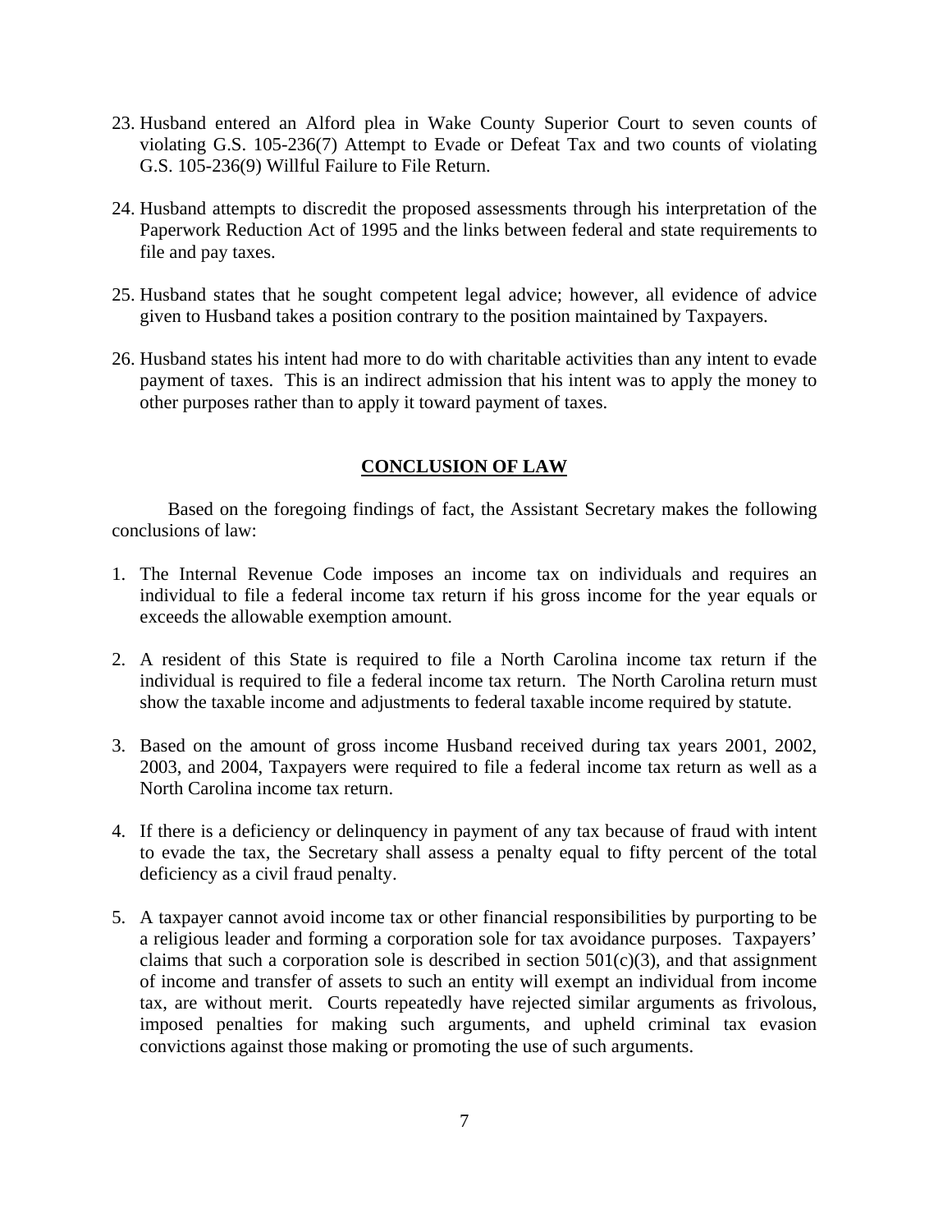23. Husband entered an Alford plea in Wake County Superior Court to seven counts of violating G.S. 105-236(7) Attempt to Evade or Defeat Tax and two counts of violating G.S. 105-236(9) Willful Failure to File Return.

24. Husband attempts to discredit the proposed assessments through his interpretation of the Paperwork Reduction Act of 1995 and the links between federal and state requirements to file and pay taxes.

25. Husband states that he sought competent legal advice; however, all evidence of advice given to Husband takes a position contrary to the position maintained by Taxpayers.

26. Husband states his intent had more to do with charitable activities than any intent to evade payment of taxes. This is an indirect admission that his intent was to apply the money to other purposes rather than to apply it toward payment of taxes.

## CONCLUSION OF LAW

Based on the foregoing findings of fact, the Assistant Secretary makes the following conclusions of law:

1. The Internal Revenue Code imposes an income tax on individuals and requires an individual to file a federal income tax return if his gross income for the year equals or exceeds the allowable exemption amount.

2. A resident of this State is required to file a North Carolina income tax return if the individual is required to file a federal income tax return. The North Carolina return must show the taxable income and adjustments to federal taxable income required by statute.

3. Based on the amount of gross income Husband received during tax years 2001, 2002, 2003, and 2004, Taxpayers were required to file a federal income tax return as well as a North Carolina income tax return.

4. If there is a deficiency or delinquency in payment of any tax because of fraud with intent to evade the tax, the Secretary shall assess a penalty equal to fifty percent of the total deficiency as a civil fraud penalty.

5. A taxpayer cannot avoid income tax or other financial responsibilities by purporting to be a religious leader and forming a corporation sole for tax avoidance purposes. Taxpayers' claims that such a corporation sole is described in section 501(c)(3), and that assignment of income and transfer of assets to such an entity will exempt an individual from income tax, are without merit. Courts repeatedly have rejected similar arguments as frivolous, imposed penalties for making such arguments, and upheld criminal tax evasion convictions against those making or promoting the use of such arguments.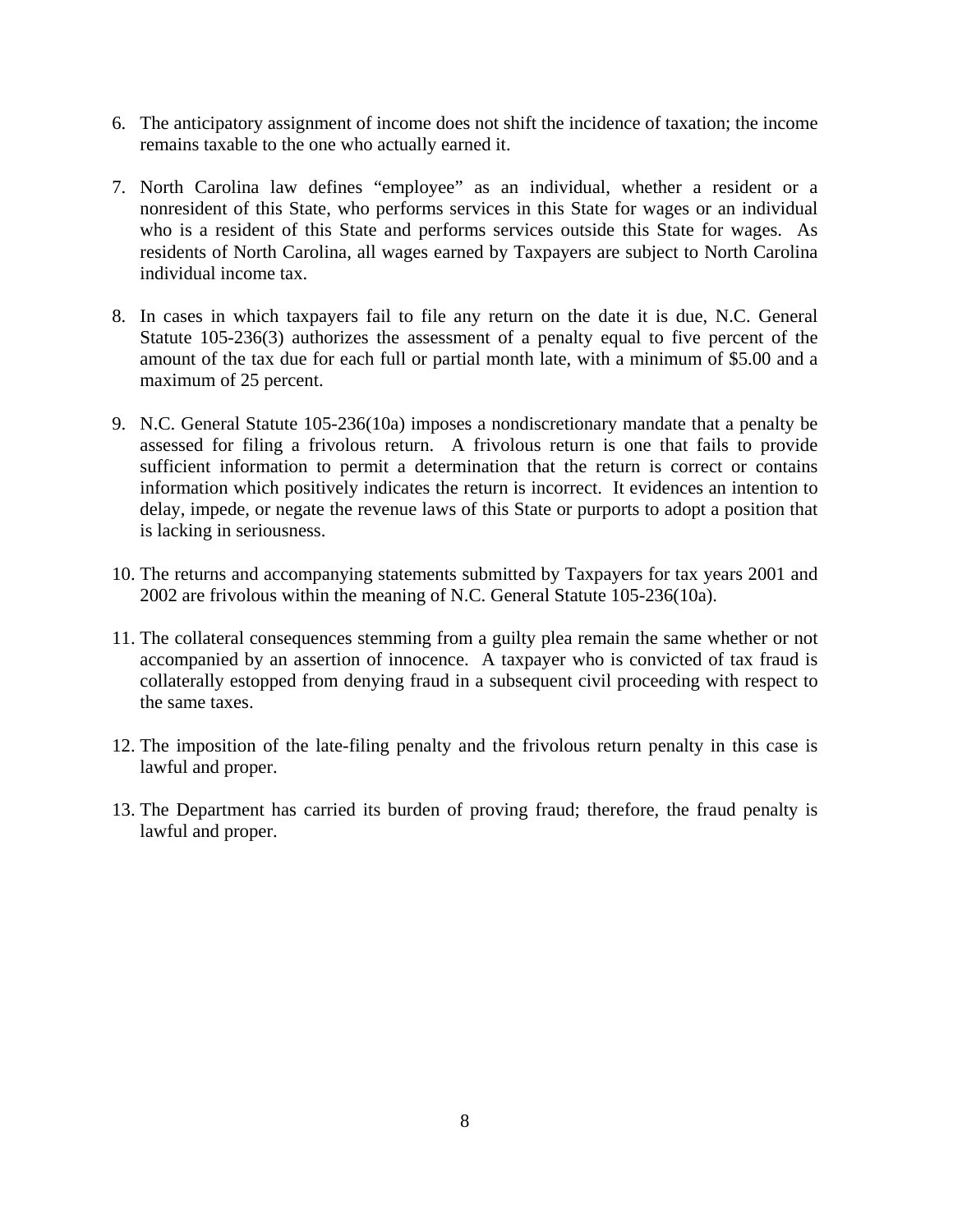6. The anticipatory assignment of income does not shift the incidence of taxation; the income remains taxable to the one who actually earned it.

7. North Carolina law defines "employee" as an individual, whether a resident or a nonresident of this State, who performs services in this State for wages or an individual who is a resident of this State and performs services outside this State for wages. As residents of North Carolina, all wages earned by Taxpayers are subject to North Carolina individual income tax.

8. In cases in which taxpayers fail to file any return on the date it is due, N.C. General Statute 105-236(3) authorizes the assessment of a penalty equal to five percent of the amount of the tax due for each full or partial month late, with a minimum of $5.00 and a maximum of 25 percent.

9. N.C. General Statute 105-236(10a) imposes a nondiscretionary mandate that a penalty be assessed for filing a frivolous return. A frivolous return is one that fails to provide sufficient information to permit a determination that the return is correct or contains information which positively indicates the return is incorrect. It evidences an intention to delay, impede, or negate the revenue laws of this State or purports to adopt a position that is lacking in seriousness.

10. The returns and accompanying statements submitted by Taxpayers for tax years 2001 and 2002 are frivolous within the meaning of N.C. General Statute 105-236(10a).

11. The collateral consequences stemming from a guilty plea remain the same whether or not accompanied by an assertion of innocence. A taxpayer who is convicted of tax fraud is collaterally estopped from denying fraud in a subsequent civil proceeding with respect to the same taxes.

12. The imposition of the late-filing penalty and the frivolous return penalty in this case is lawful and proper.

13. The Department has carried its burden of proving fraud; therefore, the fraud penalty is lawful and proper.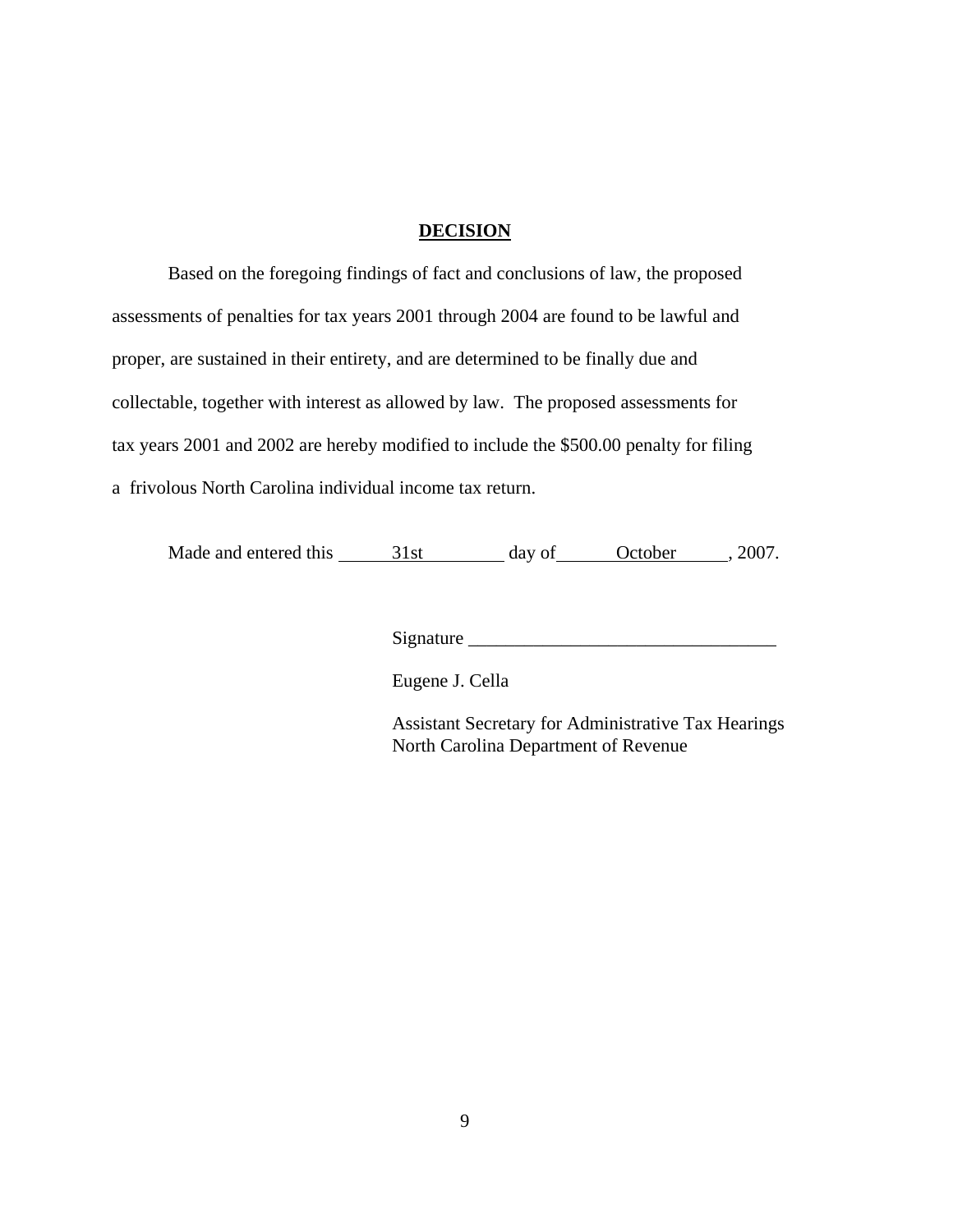## DECISION

Based on the foregoing findings of fact and conclusions of law, the proposed assessments of penalties for tax years 2001 through 2004 are found to be lawful and proper, are sustained in their entirety, and are determined to be finally due and collectable, together with interest as allowed by law. The proposed assessments for tax years 2001 and 2002 are hereby modified to include the $500.00 penalty for filing a frivolous North Carolina individual income tax return.

Made and entered this 31st day of October, 2007.

Signature ________________________________

Eugene J. Cella

Assistant Secretary for Administrative Tax Hearings
North Carolina Department of Revenue